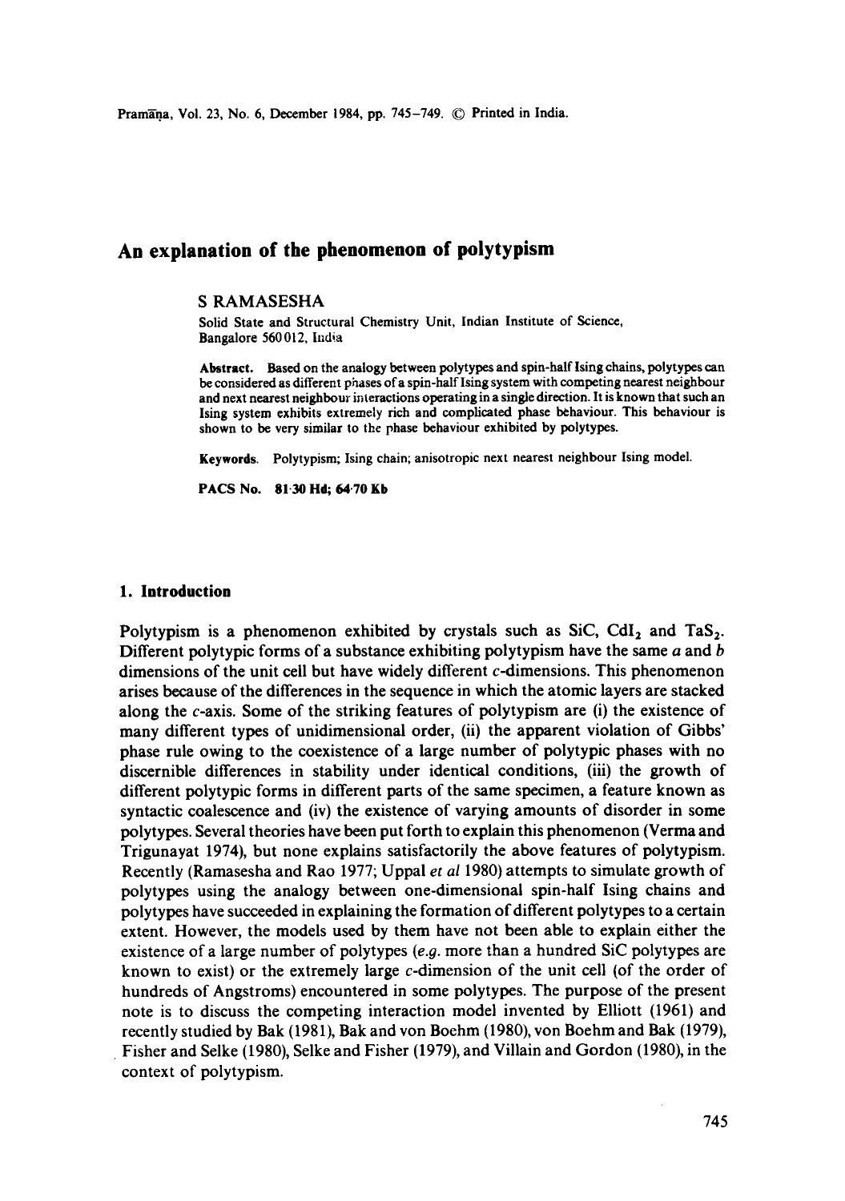# An explanation of the phenomenon of polytypism

S RAMASESHA

Solid State and Structural Chemistry Unit, Indian Institute of Science, Bangalore 560012, India

**Abstract.** Based on the analogy between polytypes and spin-half Ising chains, polytypes can be considered as different phases of a spin-half Ising system with competing nearest neighbour and next nearest neighbour interactions operating in a single direction. It is known that such an Ising system exhibits extremely rich and complicated phase behaviour. This behaviour is shown to be very similar to the phase behaviour exhibited by polytypes.

**Keywords.** Polytypism; Ising chain; anisotropic next nearest neighbour Ising model.

**PACS No.** 81·30 Hd; 64·70 Kb

## 1. Introduction

Polytypism is a phenomenon exhibited by crystals such as SiC, $CdI_2$ and $TaS_2$. Different polytypic forms of a substance exhibiting polytypism have the same $a$ and $b$ dimensions of the unit cell but have widely different $c$-dimensions. This phenomenon arises because of the differences in the sequence in which the atomic layers are stacked along the $c$-axis. Some of the striking features of polytypism are (i) the existence of many different types of unidimensional order, (ii) the apparent violation of Gibbs' phase rule owing to the coexistence of a large number of polytypic phases with no discernible differences in stability under identical conditions, (iii) the growth of different polytypic forms in different parts of the same specimen, a feature known as syntactic coalescence and (iv) the existence of varying amounts of disorder in some polytypes. Several theories have been put forth to explain this phenomenon (Verma and Trigunayat 1974), but none explains satisfactorily the above features of polytypism. Recently (Ramasesha and Rao 1977; Uppal *et al* 1980) attempts to simulate growth of polytypes using the analogy between one-dimensional spin-half Ising chains and polytypes have succeeded in explaining the formation of different polytypes to a certain extent. However, the models used by them have not been able to explain either the existence of a large number of polytypes (*e.g.* more than a hundred SiC polytypes are known to exist) or the extremely large $c$-dimension of the unit cell (of the order of hundreds of Angstroms) encountered in some polytypes. The purpose of the present note is to discuss the competing interaction model invented by Elliott (1961) and recently studied by Bak (1981), Bak and von Boehm (1980), von Boehm and Bak (1979), Fisher and Selke (1980), Selke and Fisher (1979), and Villain and Gordon (1980), in the context of polytypism.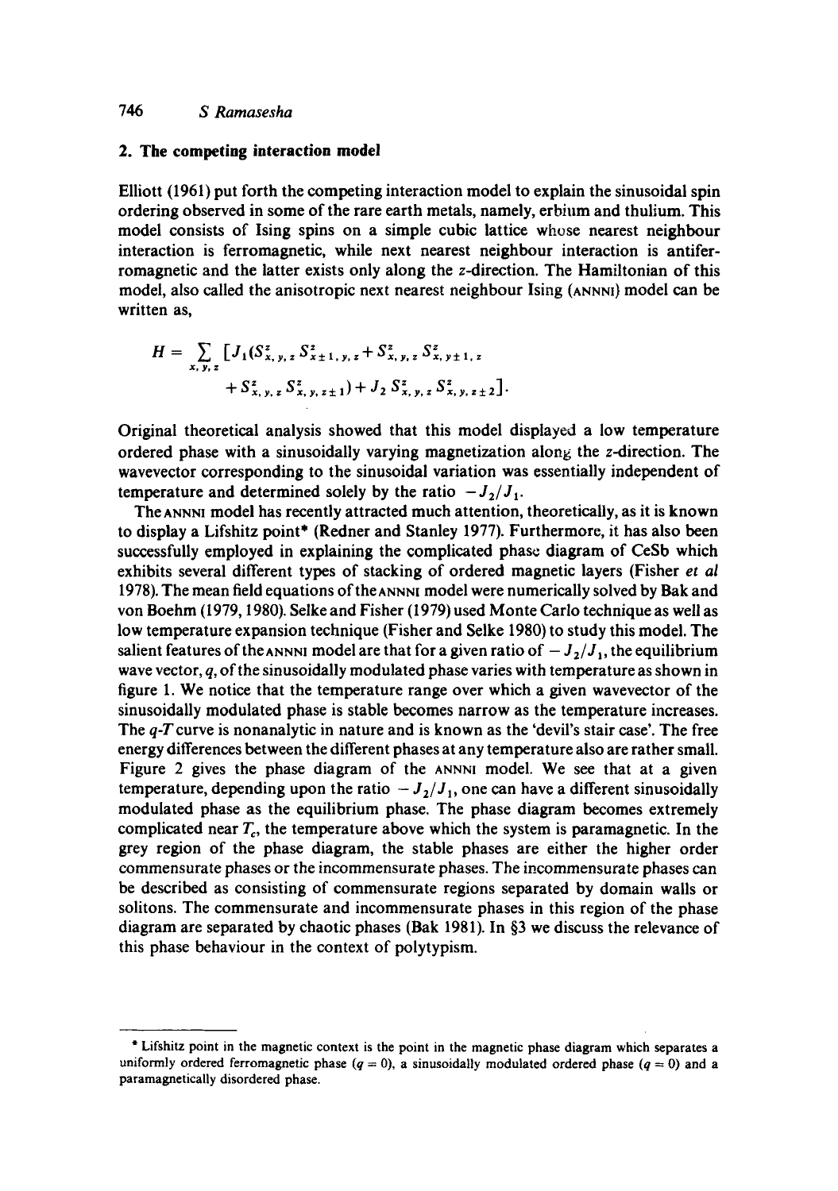## 2. The competing interaction model

Elliott (1961) put forth the competing interaction model to explain the sinusoidal spin ordering observed in some of the rare earth metals, namely, erbium and thulium. This model consists of Ising spins on a simple cubic lattice whose nearest neighbour interaction is ferromagnetic, while next nearest neighbour interaction is antiferromagnetic and the latter exists only along the z-direction. The Hamiltonian of this model, also called the anisotropic next nearest neighbour Ising (ANNNI) model can be written as,

$$H = \sum_{x,y,z} [J_1(S^z_{x,y,z} S^z_{x\pm 1,y,z} + S^z_{x,y,z} S^z_{x,y\pm 1,z} + S^z_{x,y,z} S^z_{x,y,z\pm 1}) + J_2 S^z_{x,y,z} S^z_{x,y,z\pm 2}].$$

Original theoretical analysis showed that this model displayed a low temperature ordered phase with a sinusoidally varying magnetization along the z-direction. The wavevector corresponding to the sinusoidal variation was essentially independent of temperature and determined solely by the ratio $-J_2/J_1$.

The ANNNI model has recently attracted much attention, theoretically, as it is known to display a Lifshitz point* (Redner and Stanley 1977). Furthermore, it has also been successfully employed in explaining the complicated phase diagram of CeSb which exhibits several different types of stacking of ordered magnetic layers (Fisher *et al* 1978). The mean field equations of the ANNNI model were numerically solved by Bak and von Boehm (1979, 1980). Selke and Fisher (1979) used Monte Carlo technique as well as low temperature expansion technique (Fisher and Selke 1980) to study this model. The salient features of the ANNNI model are that for a given ratio of $-J_2/J_1$, the equilibrium wave vector, $q$, of the sinusoidally modulated phase varies with temperature as shown in figure 1. We notice that the temperature range over which a given wavevector of the sinusoidally modulated phase is stable becomes narrow as the temperature increases. The $q$-$T$ curve is nonanalytic in nature and is known as the 'devil's stair case'. The free energy differences between the different phases at any temperature also are rather small. Figure 2 gives the phase diagram of the ANNNI model. We see that at a given temperature, depending upon the ratio $-J_2/J_1$, one can have a different sinusoidally modulated phase as the equilibrium phase. The phase diagram becomes extremely complicated near $T_c$, the temperature above which the system is paramagnetic. In the grey region of the phase diagram, the stable phases are either the higher order commensurate phases or the incommensurate phases. The incommensurate phases can be described as consisting of commensurate regions separated by domain walls or solitons. The commensurate and incommensurate phases in this region of the phase diagram are separated by chaotic phases (Bak 1981). In §3 we discuss the relevance of this phase behaviour in the context of polytypism.

---

* Lifshitz point in the magnetic context is the point in the magnetic phase diagram which separates a uniformly ordered ferromagnetic phase ($q = 0$), a sinusoidally modulated ordered phase ($q = 0$) and a paramagnetically disordered phase.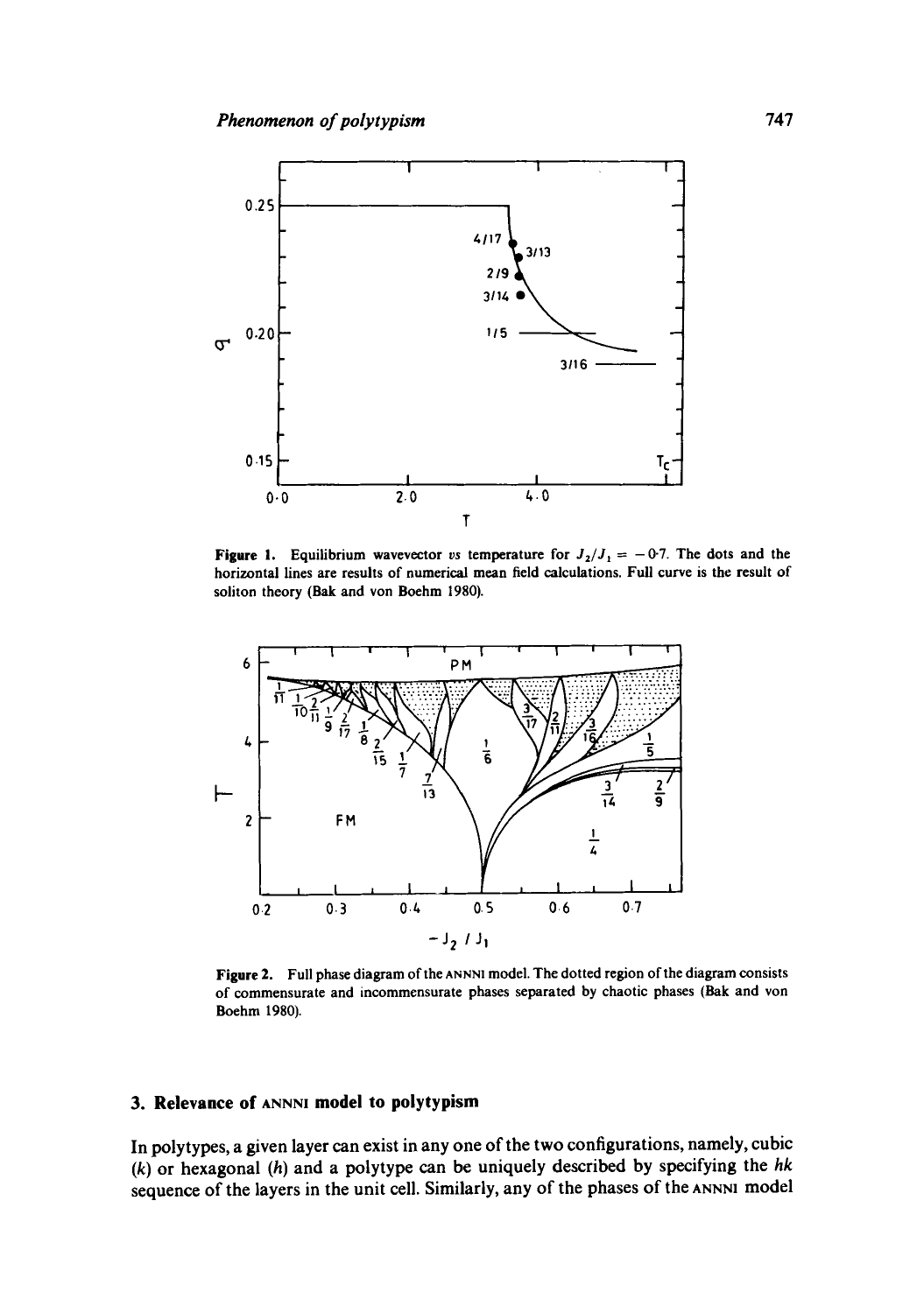**Figure 1.** Equilibrium wavevector *vs* temperature for $J_2/J_1 = -0.7$. The dots and the horizontal lines are results of numerical mean field calculations. Full curve is the result of soliton theory (Bak and von Boehm 1980).

**Figure 2.** Full phase diagram of the ANNNI model. The dotted region of the diagram consists of commensurate and incommensurate phases separated by chaotic phases (Bak and von Boehm 1980).

## 3. Relevance of ANNNI model to polytypism

In polytypes, a given layer can exist in any one of the two configurations, namely, cubic ($k$) or hexagonal ($h$) and a polytype can be uniquely described by specifying the $hk$ sequence of the layers in the unit cell. Similarly, any of the phases of the ANNNI model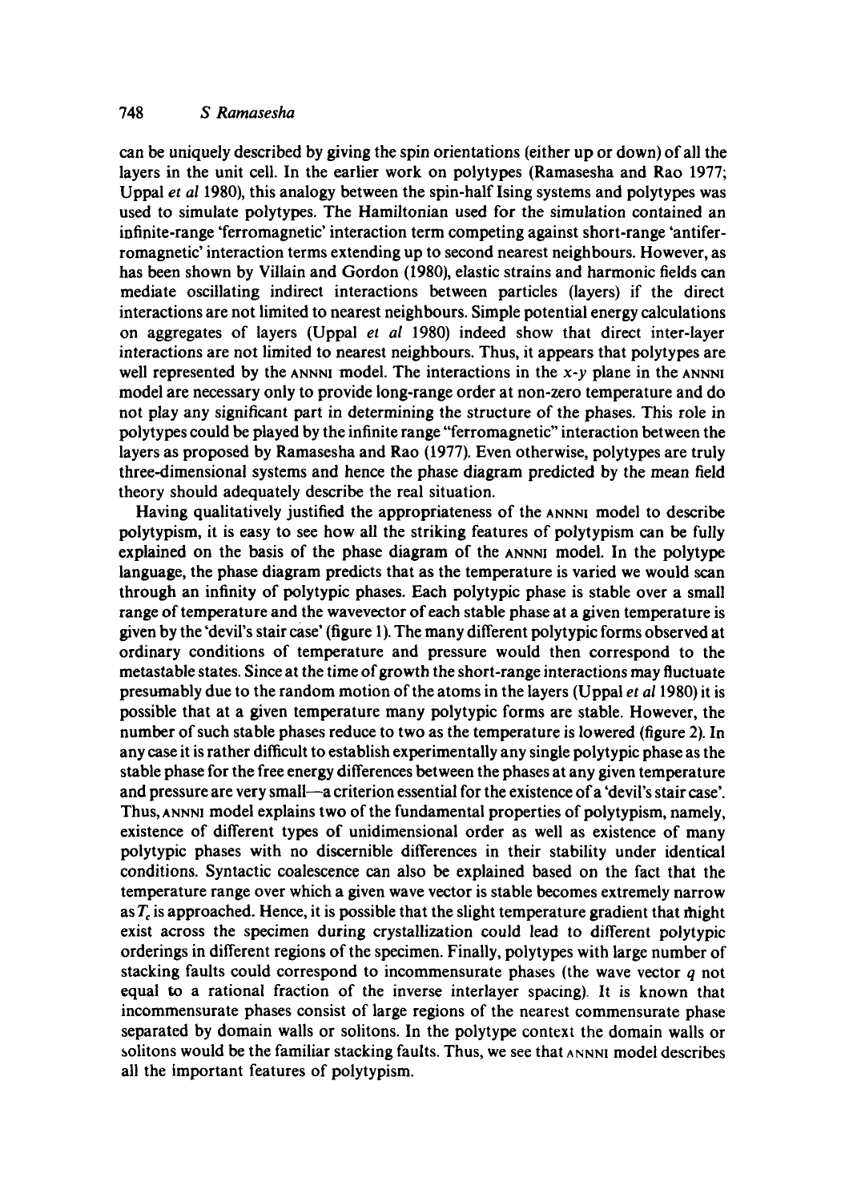can be uniquely described by giving the spin orientations (either up or down) of all the layers in the unit cell. In the earlier work on polytypes (Ramasesha and Rao 1977; Uppal *et al* 1980), this analogy between the spin-half Ising systems and polytypes was used to simulate polytypes. The Hamiltonian used for the simulation contained an infinite-range 'ferromagnetic' interaction term competing against short-range 'antiferromagnetic' interaction terms extending up to second nearest neighbours. However, as has been shown by Villain and Gordon (1980), elastic strains and harmonic fields can mediate oscillating indirect interactions between particles (layers) if the direct interactions are not limited to nearest neighbours. Simple potential energy calculations on aggregates of layers (Uppal *et al* 1980) indeed show that direct inter-layer interactions are not limited to nearest neighbours. Thus, it appears that polytypes are well represented by the ANNNI model. The interactions in the $x$-$y$ plane in the ANNNI model are necessary only to provide long-range order at non-zero temperature and do not play any significant part in determining the structure of the phases. This role in polytypes could be played by the infinite range "ferromagnetic" interaction between the layers as proposed by Ramasesha and Rao (1977). Even otherwise, polytypes are truly three-dimensional systems and hence the phase diagram predicted by the mean field theory should adequately describe the real situation.

Having qualitatively justified the appropriateness of the ANNNI model to describe polytypism, it is easy to see how all the striking features of polytypism can be fully explained on the basis of the phase diagram of the ANNNI model. In the polytype language, the phase diagram predicts that as the temperature is varied we would scan through an infinity of polytypic phases. Each polytypic phase is stable over a small range of temperature and the wavevector of each stable phase at a given temperature is given by the 'devil's stair case' (figure 1). The many different polytypic forms observed at ordinary conditions of temperature and pressure would then correspond to the metastable states. Since at the time of growth the short-range interactions may fluctuate presumably due to the random motion of the atoms in the layers (Uppal *et al* 1980) it is possible that at a given temperature many polytypic forms are stable. However, the number of such stable phases reduce to two as the temperature is lowered (figure 2). In any case it is rather difficult to establish experimentally any single polytypic phase as the stable phase for the free energy differences between the phases at any given temperature and pressure are very small—a criterion essential for the existence of a 'devil's stair case'. Thus, ANNNI model explains two of the fundamental properties of polytypism, namely, existence of different types of unidimensional order as well as existence of many polytypic phases with no discernible differences in their stability under identical conditions. Syntactic coalescence can also be explained based on the fact that the temperature range over which a given wave vector is stable becomes extremely narrow as $T_c$ is approached. Hence, it is possible that the slight temperature gradient that might exist across the specimen during crystallization could lead to different polytypic orderings in different regions of the specimen. Finally, polytypes with large number of stacking faults could correspond to incommensurate phases (the wave vector $q$ not equal to a rational fraction of the inverse interlayer spacing). It is known that incommensurate phases consist of large regions of the nearest commensurate phase separated by domain walls or solitons. In the polytype context the domain walls or solitons would be the familiar stacking faults. Thus, we see that ANNNI model describes all the important features of polytypism.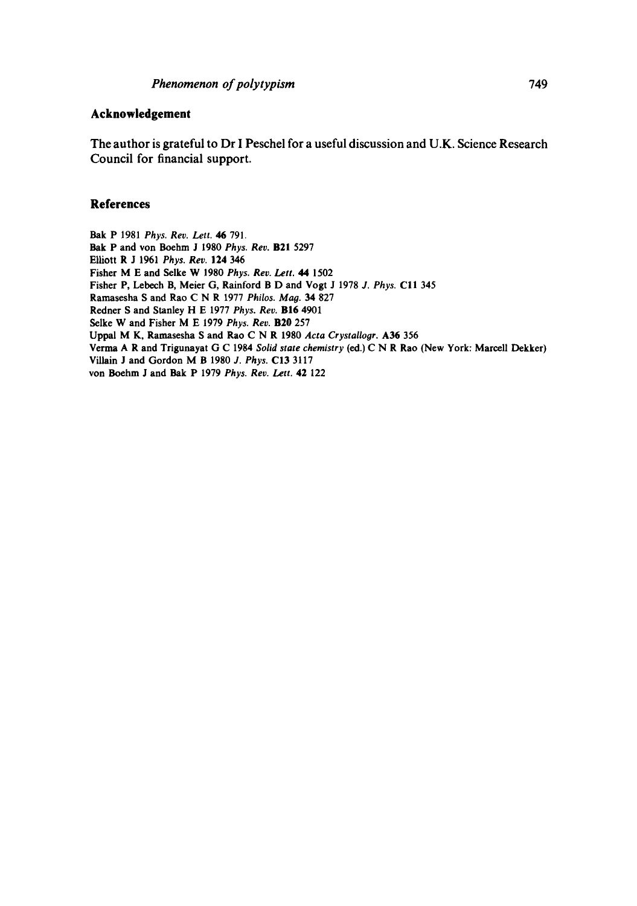## Acknowledgement

The author is grateful to Dr I Peschel for a useful discussion and U.K. Science Research Council for financial support.

## References

Bak P 1981 *Phys. Rev. Lett.* **46** 791.
Bak P and von Boehm J 1980 *Phys. Rev.* **B21** 5297
Elliott R J 1961 *Phys. Rev.* **124** 346
Fisher M E and Selke W 1980 *Phys. Rev. Lett.* **44** 1502
Fisher P, Lebech B, Meier G, Rainford B D and Vogt J 1978 *J. Phys.* **C11** 345
Ramasesha S and Rao C N R 1977 *Philos. Mag.* **34** 827
Redner S and Stanley H E 1977 *Phys. Rev.* **B16** 4901
Selke W and Fisher M E 1979 *Phys. Rev.* **B20** 257
Uppal M K, Ramasesha S and Rao C N R 1980 *Acta Crystallogr.* **A36** 356
Verma A R and Trigunayat G C 1984 *Solid state chemistry* (ed.) C N R Rao (New York: Marcell Dekker)
Villain J and Gordon M B 1980 *J. Phys.* **C13** 3117
von Boehm J and Bak P 1979 *Phys. Rev. Lett.* **42** 122